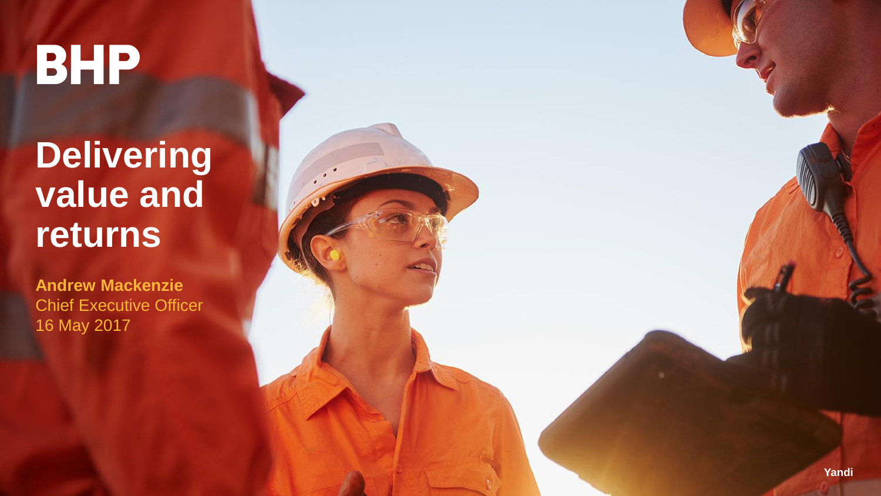BHP

# Delivering value and returns

**Andrew Mackenzie**
Chief Executive Officer
16 May 2017

Yandi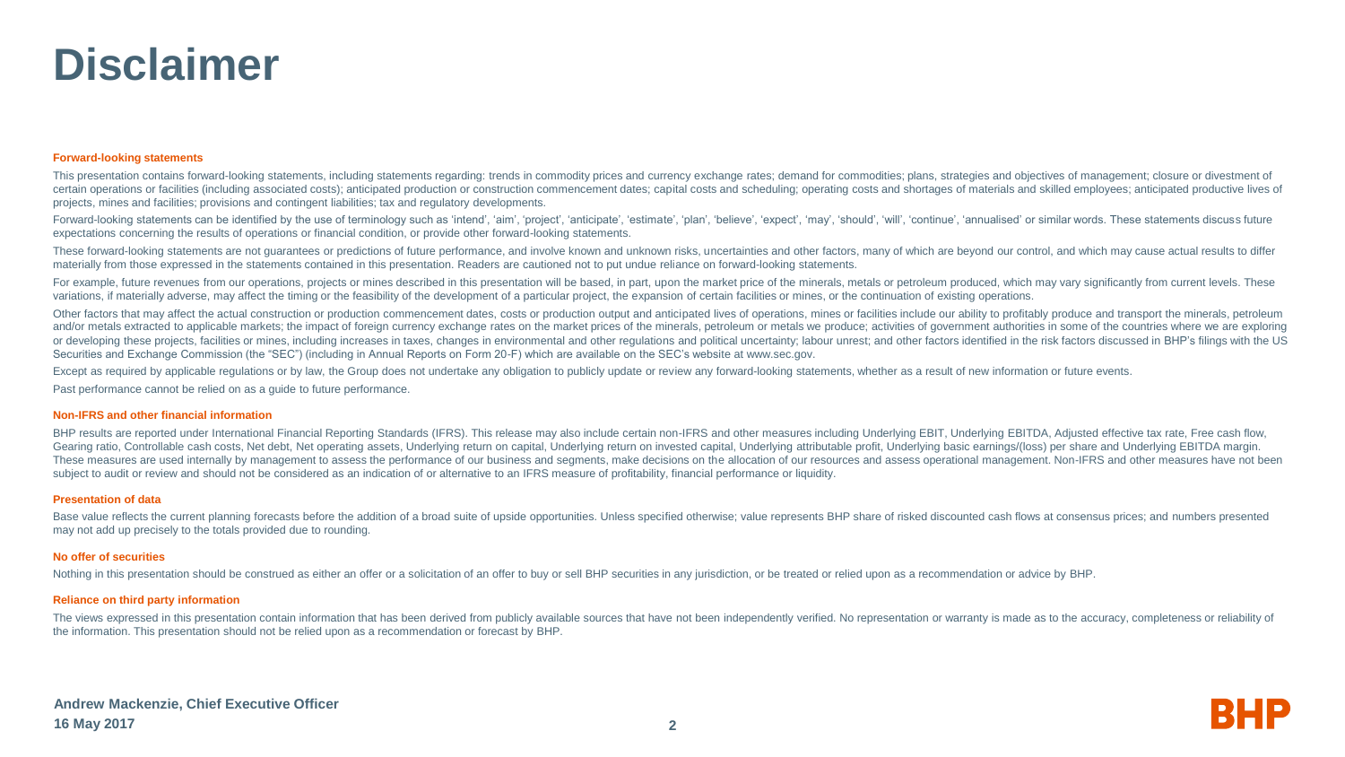# Disclaimer

### Forward-looking statements

This presentation contains forward-looking statements, including statements regarding: trends in commodity prices and currency exchange rates; demand for commodities; plans, strategies and objectives of management; closure or divestment of certain operations or facilities (including associated costs); anticipated production or construction commencement dates; capital costs and scheduling; operating costs and shortages of materials and skilled employees; anticipated productive lives of projects, mines and facilities; provisions and contingent liabilities; tax and regulatory developments.

Forward-looking statements can be identified by the use of terminology such as 'intend', 'aim', 'project', 'anticipate', 'estimate', 'plan', 'believe', 'expect', 'may', 'should', 'will', 'continue', 'annualised' or similar words. These statements discuss future expectations concerning the results of operations or financial condition, or provide other forward-looking statements.

These forward-looking statements are not guarantees or predictions of future performance, and involve known and unknown risks, uncertainties and other factors, many of which are beyond our control, and which may cause actual results to differ materially from those expressed in the statements contained in this presentation. Readers are cautioned not to put undue reliance on forward-looking statements.

For example, future revenues from our operations, projects or mines described in this presentation will be based, in part, upon the market price of the minerals, metals or petroleum produced, which may vary significantly from current levels. These variations, if materially adverse, may affect the timing or the feasibility of the development of a particular project, the expansion of certain facilities or mines, or the continuation of existing operations.

Other factors that may affect the actual construction or production commencement dates, costs or production output and anticipated lives of operations, mines or facilities include our ability to profitably produce and transport the minerals, petroleum and/or metals extracted to applicable markets; the impact of foreign currency exchange rates on the market prices of the minerals, petroleum or metals we produce; activities of government authorities in some of the countries where we are exploring or developing these projects, facilities or mines, including increases in taxes, changes in environmental and other regulations and political uncertainty; labour unrest; and other factors identified in the risk factors discussed in BHP's filings with the US Securities and Exchange Commission (the "SEC") (including in Annual Reports on Form 20-F) which are available on the SEC's website at www.sec.gov.

Except as required by applicable regulations or by law, the Group does not undertake any obligation to publicly update or review any forward-looking statements, whether as a result of new information or future events.

Past performance cannot be relied on as a guide to future performance.

### Non-IFRS and other financial information

BHP results are reported under International Financial Reporting Standards (IFRS). This release may also include certain non-IFRS and other measures including Underlying EBIT, Underlying EBITDA, Adjusted effective tax rate, Free cash flow, Gearing ratio, Controllable cash costs, Net debt, Net operating assets, Underlying return on capital, Underlying return on invested capital, Underlying attributable profit, Underlying basic earnings/(loss) per share and Underlying EBITDA margin. These measures are used internally by management to assess the performance of our business and segments, make decisions on the allocation of our resources and assess operational management. Non-IFRS and other measures have not been subject to audit or review and should not be considered as an indication of or alternative to an IFRS measure of profitability, financial performance or liquidity.

### Presentation of data

Base value reflects the current planning forecasts before the addition of a broad suite of upside opportunities. Unless specified otherwise; value represents BHP share of risked discounted cash flows at consensus prices; and numbers presented may not add up precisely to the totals provided due to rounding.

### No offer of securities

Nothing in this presentation should be construed as either an offer or a solicitation of an offer to buy or sell BHP securities in any jurisdiction, or be treated or relied upon as a recommendation or advice by BHP.

### Reliance on third party information

The views expressed in this presentation contain information that has been derived from publicly available sources that have not been independently verified. No representation or warranty is made as to the accuracy, completeness or reliability of the information. This presentation should not be relied upon as a recommendation or forecast by BHP.

**Andrew Mackenzie, Chief Executive Officer**
**16 May 2017**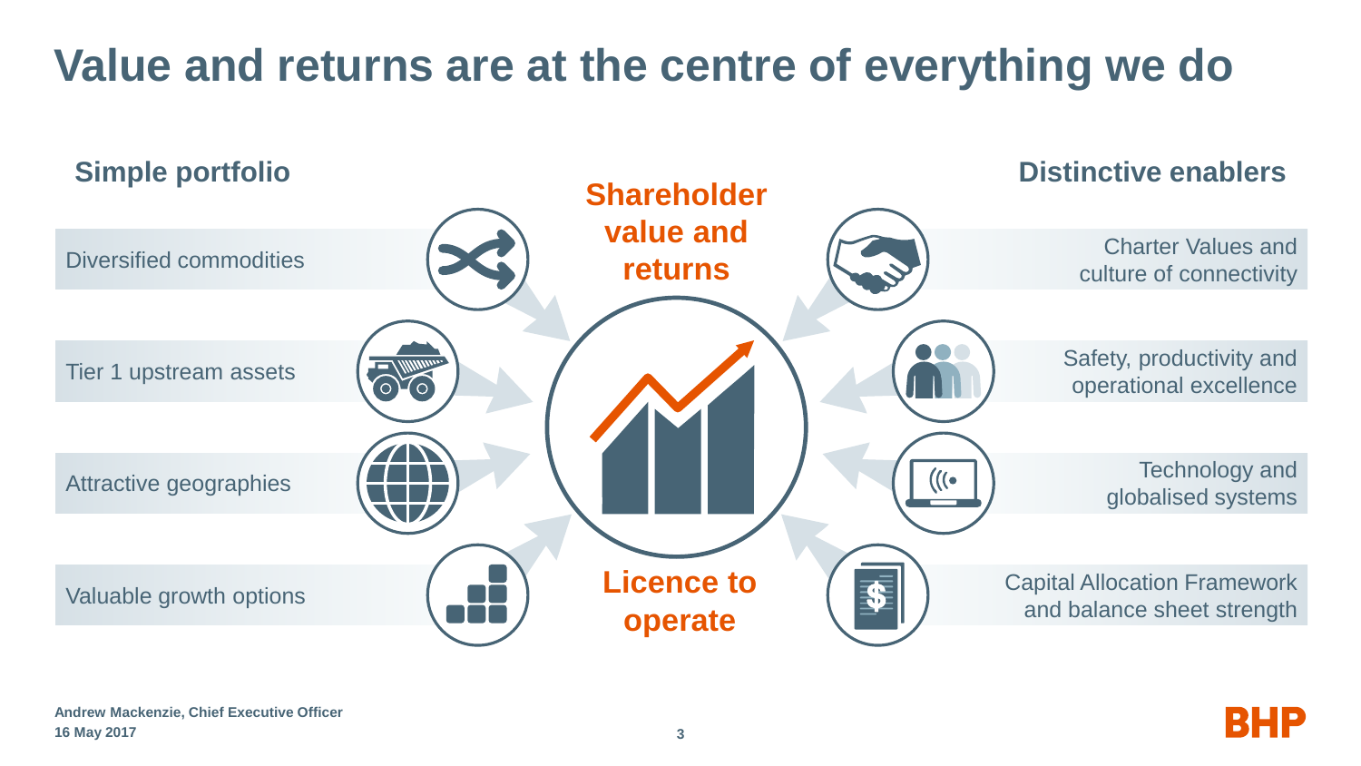# Value and returns are at the centre of everything we do

## Simple portfolio

- Diversified commodities
- Tier 1 upstream assets
- Attractive geographies
- Valuable growth options

**Shareholder value and returns**

**Licence to operate**

## Distinctive enablers

- Charter Values and culture of connectivity
- Safety, productivity and operational excellence
- Technology and globalised systems
- Capital Allocation Framework and balance sheet strength

**Andrew Mackenzie, Chief Executive Officer**
**16 May 2017**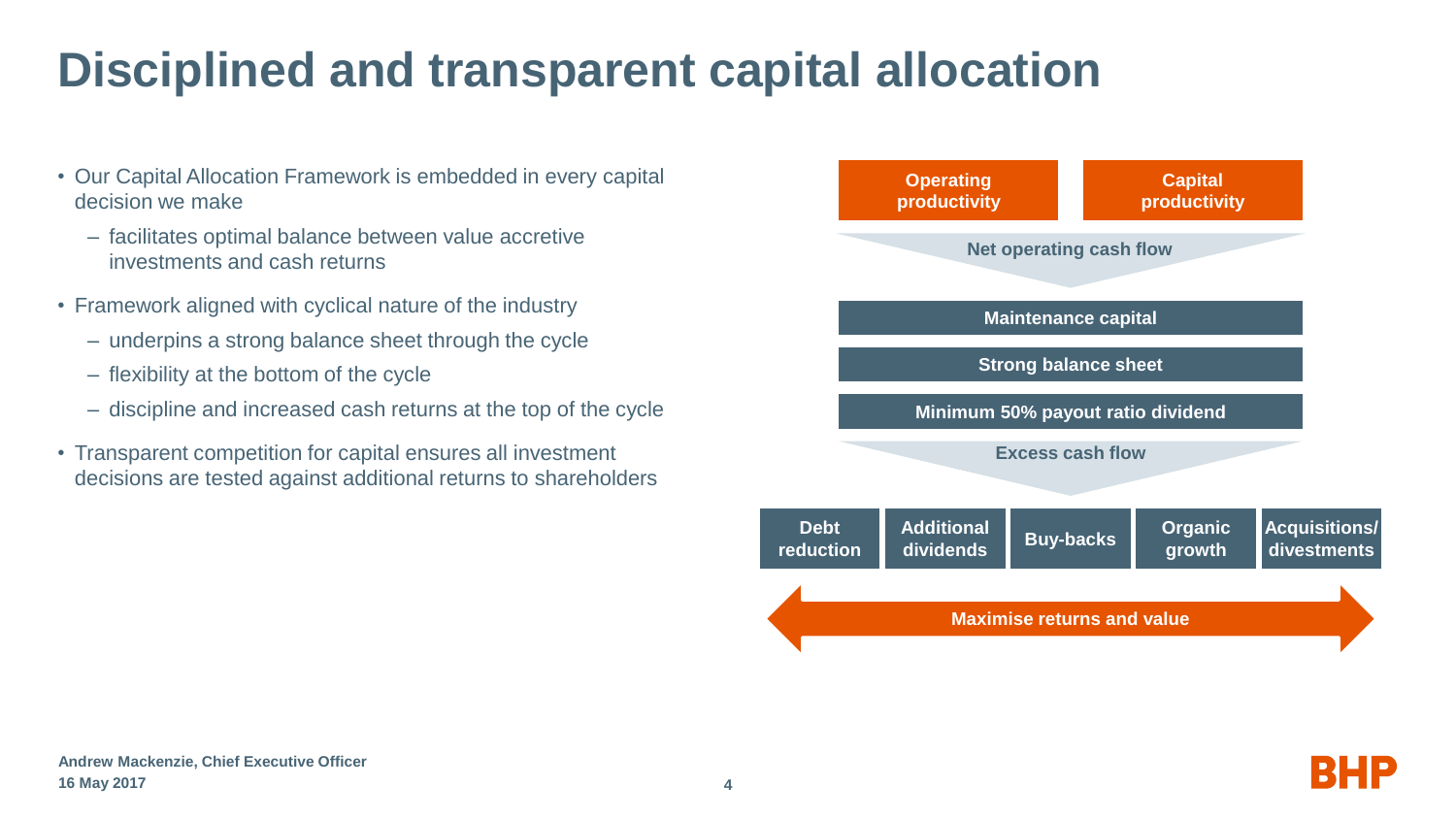# Disciplined and transparent capital allocation

- Our Capital Allocation Framework is embedded in every capital decision we make
  - facilitates optimal balance between value accretive investments and cash returns
- Framework aligned with cyclical nature of the industry
  - underpins a strong balance sheet through the cycle
  - flexibility at the bottom of the cycle
  - discipline and increased cash returns at the top of the cycle
- Transparent competition for capital ensures all investment decisions are tested against additional returns to shareholders

**Operating productivity** | **Capital productivity**

**Net operating cash flow**

**Maintenance capital**

**Strong balance sheet**

**Minimum 50% payout ratio dividend**

**Excess cash flow**

**Debt reduction** | **Additional dividends** | **Buy-backs** | **Organic growth** | **Acquisitions/ divestments**

**Maximise returns and value**

Andrew Mackenzie, Chief Executive Officer
16 May 2017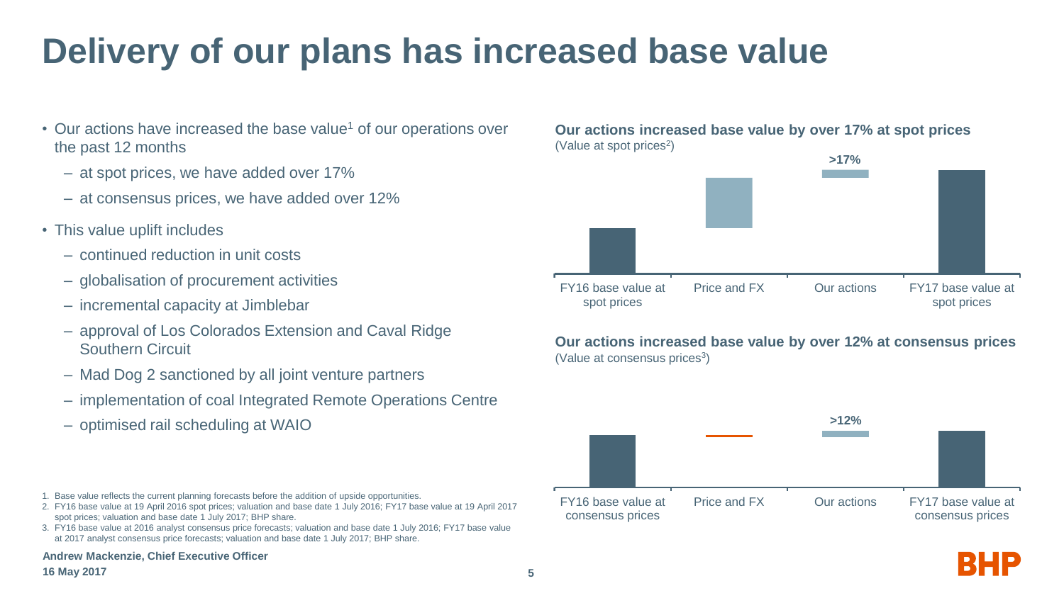# Delivery of our plans has increased base value

- Our actions have increased the base value[1] of our operations over the past 12 months
  - at spot prices, we have added over 17%
  - at consensus prices, we have added over 12%
- This value uplift includes
  - continued reduction in unit costs
  - globalisation of procurement activities
  - incremental capacity at Jimblebar
  - approval of Los Colorados Extension and Caval Ridge Southern Circuit
  - Mad Dog 2 sanctioned by all joint venture partners
  - implementation of coal Integrated Remote Operations Centre
  - optimised rail scheduling at WAIO

**Our actions increased base value by over 17% at spot prices**
(Value at spot prices[2])

FY16 base value at spot prices | Price and FX | Our actions (>17%) | FY17 base value at spot prices

**Our actions increased base value by over 12% at consensus prices**
(Value at consensus prices[3])

FY16 base value at consensus prices | Price and FX | Our actions (>12%) | FY17 base value at consensus prices

1. Base value reflects the current planning forecasts before the addition of upside opportunities.
2. FY16 base value at 19 April 2016 spot prices; valuation and base date 1 July 2016; FY17 base value at 19 April 2017 spot prices; valuation and base date 1 July 2017; BHP share.
3. FY16 base value at 2016 analyst consensus price forecasts; valuation and base date 1 July 2016; FY17 base value at 2017 analyst consensus price forecasts; valuation and base date 1 July 2017; BHP share.

**Andrew Mackenzie, Chief Executive Officer**
**16 May 2017**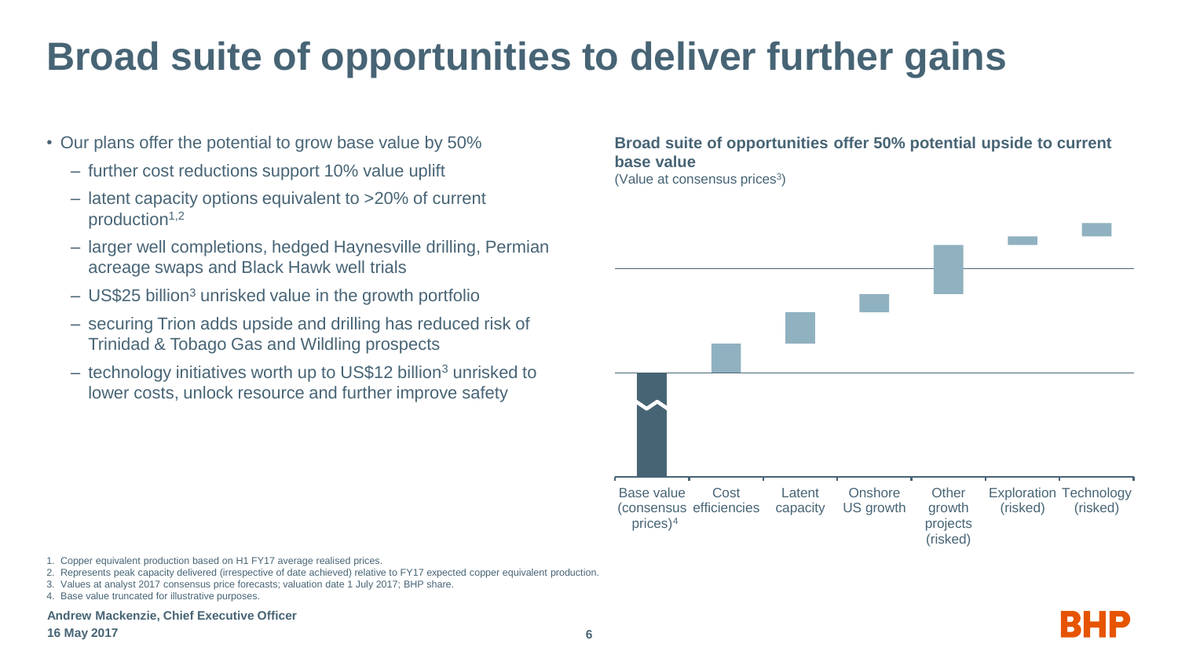# Broad suite of opportunities to deliver further gains

- Our plans offer the potential to grow base value by 50%
  - further cost reductions support 10% value uplift
  - latent capacity options equivalent to >20% of current production[1,2]
  - larger well completions, hedged Haynesville drilling, Permian acreage swaps and Black Hawk well trials
  - US$25 billion[3] unrisked value in the growth portfolio
  - securing Trion adds upside and drilling has reduced risk of Trinidad & Tobago Gas and Wildling prospects
  - technology initiatives worth up to US$12 billion[3] unrisked to lower costs, unlock resource and further improve safety

**Broad suite of opportunities offer 50% potential upside to current base value**
(Value at consensus prices[3])

Base value (consensus prices)[4] | Cost efficiencies | Latent capacity | Onshore US growth | Other growth projects (risked) | Exploration (risked) | Technology (risked)

1. Copper equivalent production based on H1 FY17 average realised prices.
2. Represents peak capacity delivered (irrespective of date achieved) relative to FY17 expected copper equivalent production.
3. Values at analyst 2017 consensus price forecasts; valuation date 1 July 2017; BHP share.
4. Base value truncated for illustrative purposes.

**Andrew Mackenzie, Chief Executive Officer**
**16 May 2017**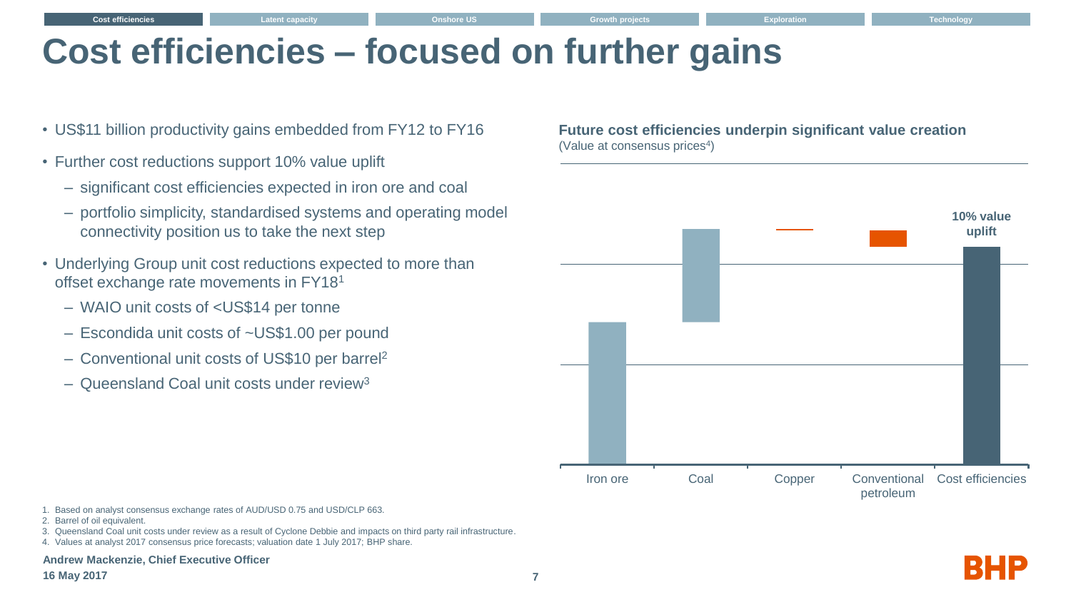# Cost efficiencies – focused on further gains

- US$11 billion productivity gains embedded from FY12 to FY16
- Further cost reductions support 10% value uplift
  - significant cost efficiencies expected in iron ore and coal
  - portfolio simplicity, standardised systems and operating model connectivity position us to take the next step
- Underlying Group unit cost reductions expected to more than offset exchange rate movements in FY18[1]
  - WAIO unit costs of <US$14 per tonne
  - Escondida unit costs of ~US$1.00 per pound
  - Conventional unit costs of US$10 per barrel[2]
  - Queensland Coal unit costs under review[3]

**Future cost efficiencies underpin significant value creation**
(Value at consensus prices[4])

Iron ore | Coal | Copper | Conventional petroleum | Cost efficiencies

**10% value uplift**

1. Based on analyst consensus exchange rates of AUD/USD 0.75 and USD/CLP 663.
2. Barrel of oil equivalent.
3. Queensland Coal unit costs under review as a result of Cyclone Debbie and impacts on third party rail infrastructure.
4. Values at analyst 2017 consensus price forecasts; valuation date 1 July 2017; BHP share.

**Andrew Mackenzie, Chief Executive Officer**
**16 May 2017**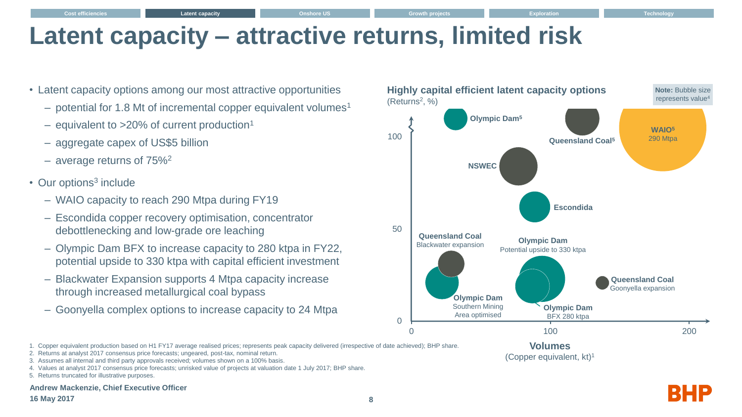# Latent capacity – attractive returns, limited risk

- Latent capacity options among our most attractive opportunities
  - potential for 1.8 Mt of incremental copper equivalent volumes[1]
  - equivalent to >20% of current production[1]
  - aggregate capex of US$5 billion
  - average returns of 75%[2]
- Our options[3] include
  - WAIO capacity to reach 290 Mtpa during FY19
  - Escondida copper recovery optimisation, concentrator debottlenecking and low-grade ore leaching
  - Olympic Dam BFX to increase capacity to 280 ktpa in FY22, potential upside to 330 ktpa with capital efficient investment
  - Blackwater Expansion supports 4 Mtpa capacity increase through increased metallurgical coal bypass
  - Goonyella complex options to increase capacity to 24 Mtpa

**Highly capital efficient latent capacity options**
(Returns[2], %)

**Note:** Bubble size represents value[4]

- Olympic Dam[5]
- Queensland Coal[5]
- WAIO[5] – 290 Mtpa
- NSWEC
- Escondida
- Queensland Coal – Blackwater expansion
- Olympic Dam – Potential upside to 330 ktpa
- Queensland Coal – Goonyella expansion
- Olympic Dam – Southern Mining Area optimised
- Olympic Dam – BFX 280 ktpa

**Volumes**
(Copper equivalent, kt)[1]

1. Copper equivalent production based on H1 FY17 average realised prices; represents peak capacity delivered (irrespective of date achieved); BHP share.
2. Returns at analyst 2017 consensus price forecasts; ungeared, post-tax, nominal return.
3. Assumes all internal and third party approvals received; volumes shown on a 100% basis.
4. Values at analyst 2017 consensus price forecasts; unrisked value of projects at valuation date 1 July 2017; BHP share.
5. Returns truncated for illustrative purposes.

**Andrew Mackenzie, Chief Executive Officer**
**16 May 2017**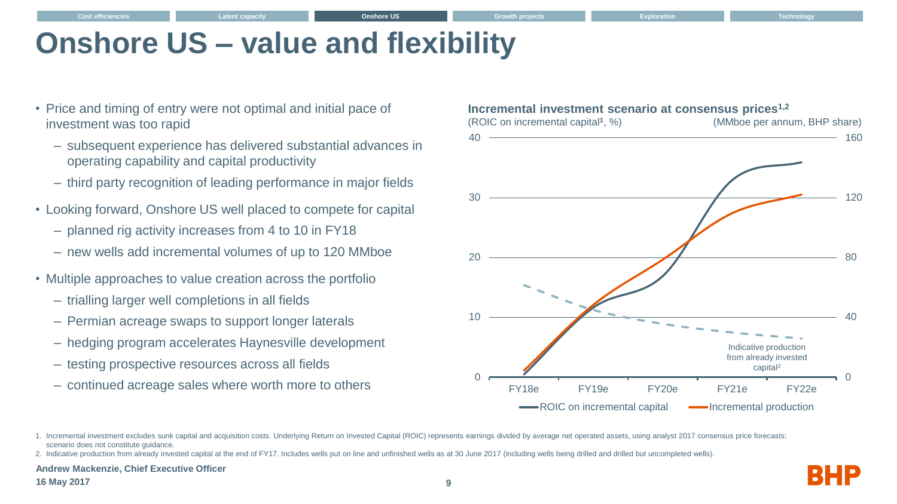# Onshore US – value and flexibility

- Price and timing of entry were not optimal and initial pace of investment was too rapid
  - subsequent experience has delivered substantial advances in operating capability and capital productivity
  - third party recognition of leading performance in major fields
- Looking forward, Onshore US well placed to compete for capital
  - planned rig activity increases from 4 to 10 in FY18
  - new wells add incremental volumes of up to 120 MMboe
- Multiple approaches to value creation across the portfolio
  - trialling larger well completions in all fields
  - Permian acreage swaps to support longer laterals
  - hedging program accelerates Haynesville development
  - testing prospective resources across all fields
  - continued acreage sales where worth more to others

**Incremental investment scenario at consensus prices[1,2]**

(ROIC on incremental capital[1], %) (MMboe per annum, BHP share)

Left axis: 0, 10, 20, 30, 40. Right axis: 0, 40, 80, 120, 160.

X-axis: FY18e, FY19e, FY20e, FY21e, FY22e

Indicative production from already invested capital[2]

Legend: ROIC on incremental capital; Incremental production

1. Incremental investment excludes sunk capital and acquisition costs. Underlying Return on Invested Capital (ROIC) represents earnings divided by average net operated assets, using analyst 2017 consensus price forecasts; scenario does not constitute guidance.
2. Indicative production from already invested capital at the end of FY17. Includes wells put on line and unfinished wells as at 30 June 2017 (including wells being drilled and drilled but uncompleted wells).

**Andrew Mackenzie, Chief Executive Officer**
**16 May 2017**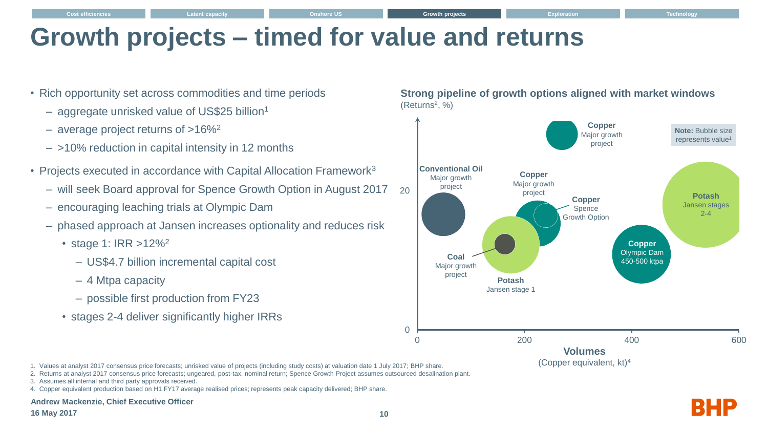# Growth projects – timed for value and returns

- Rich opportunity set across commodities and time periods
  - aggregate unrisked value of US$25 billion[1]
  - average project returns of >16%[2]
  - >10% reduction in capital intensity in 12 months
- Projects executed in accordance with Capital Allocation Framework[3]
  - will seek Board approval for Spence Growth Option in August 2017
  - encouraging leaching trials at Olympic Dam
  - phased approach at Jansen increases optionality and reduces risk
    - stage 1: IRR >12%[2]
      - US$4.7 billion incremental capital cost
      - 4 Mtpa capacity
      - possible first production from FY23
    - stages 2-4 deliver significantly higher IRRs

**Strong pipeline of growth options aligned with market windows**
(Returns[2], %)

**Note:** Bubble size represents value[1]

Chart labels (Volumes (Copper equivalent, kt)[4] on x-axis, 0–600; Returns on y-axis, 0–20):

- **Conventional Oil** Major growth project
- **Copper** Major growth project
- **Copper** Major growth project
- **Copper** Spence Growth Option
- **Coal** Major growth project
- **Potash** Jansen stage 1
- **Copper** Olympic Dam 450-500 ktpa
- **Potash** Jansen stages 2-4

1. Values at analyst 2017 consensus price forecasts; unrisked value of projects (including study costs) at valuation date 1 July 2017; BHP share.
2. Returns at analyst 2017 consensus price forecasts; ungeared, post-tax, nominal return; Spence Growth Project assumes outsourced desalination plant.
3. Assumes all internal and third party approvals received.
4. Copper equivalent production based on H1 FY17 average realised prices; represents peak capacity delivered; BHP share.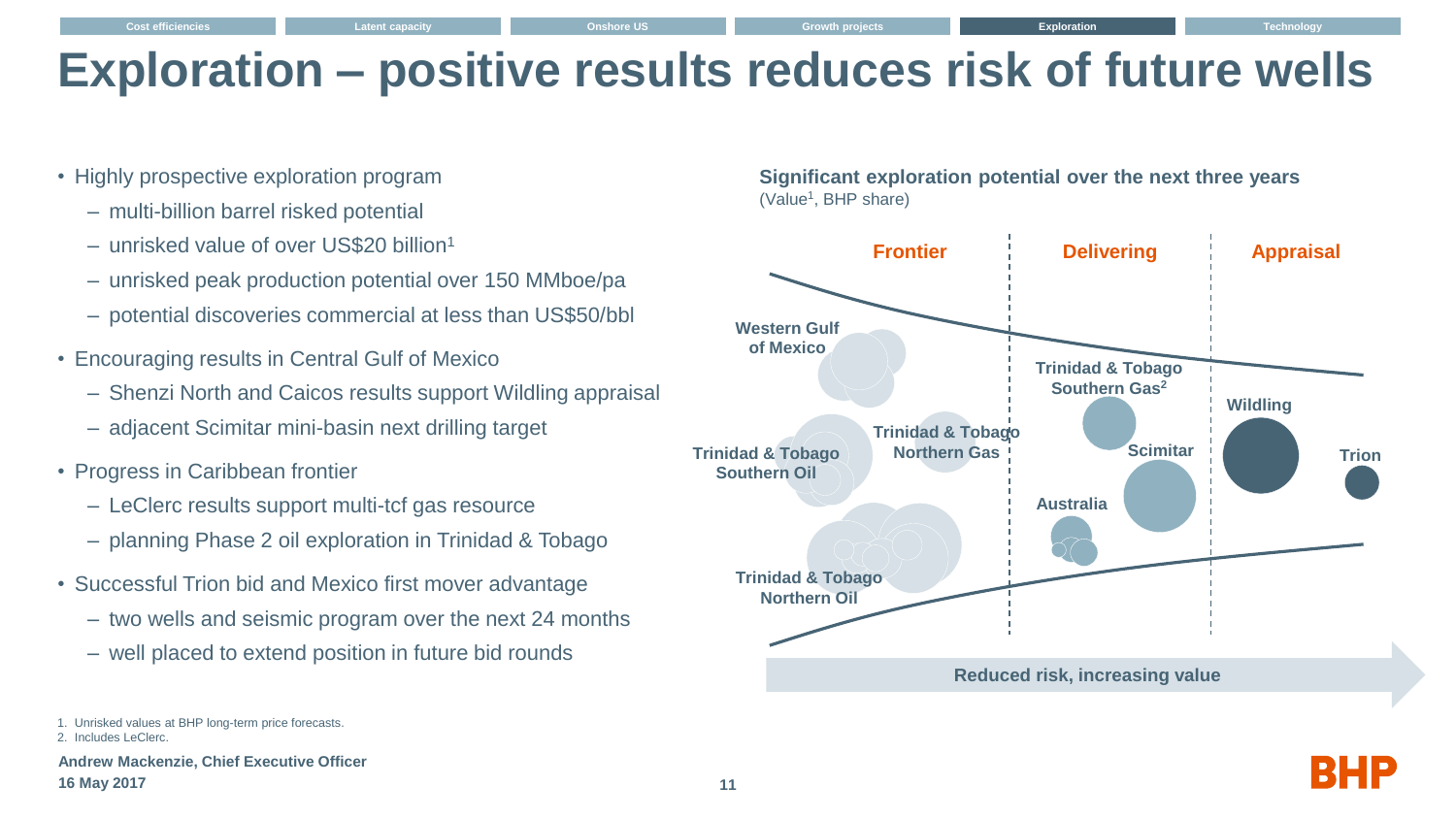# Exploration – positive results reduces risk of future wells

- Highly prospective exploration program
  - multi-billion barrel risked potential
  - unrisked value of over US$20 billion[1]
  - unrisked peak production potential over 150 MMboe/pa
  - potential discoveries commercial at less than US$50/bbl
- Encouraging results in Central Gulf of Mexico
  - Shenzi North and Caicos results support Wildling appraisal
  - adjacent Scimitar mini-basin next drilling target
- Progress in Caribbean frontier
  - LeClerc results support multi-tcf gas resource
  - planning Phase 2 oil exploration in Trinidad & Tobago
- Successful Trion bid and Mexico first mover advantage
  - two wells and seismic program over the next 24 months
  - well placed to extend position in future bid rounds

**Significant exploration potential over the next three years**
(Value[1], BHP share)

**Frontier:** Western Gulf of Mexico; Trinidad & Tobago Southern Oil; Trinidad & Tobago Northern Gas; Trinidad & Tobago Northern Oil

**Delivering:** Trinidad & Tobago Southern Gas[2]; Scimitar; Australia

**Appraisal:** Wildling; Trion

Reduced risk, increasing value

1. Unrisked values at BHP long-term price forecasts.
2. Includes LeClerc.

**Andrew Mackenzie, Chief Executive Officer**
**16 May 2017**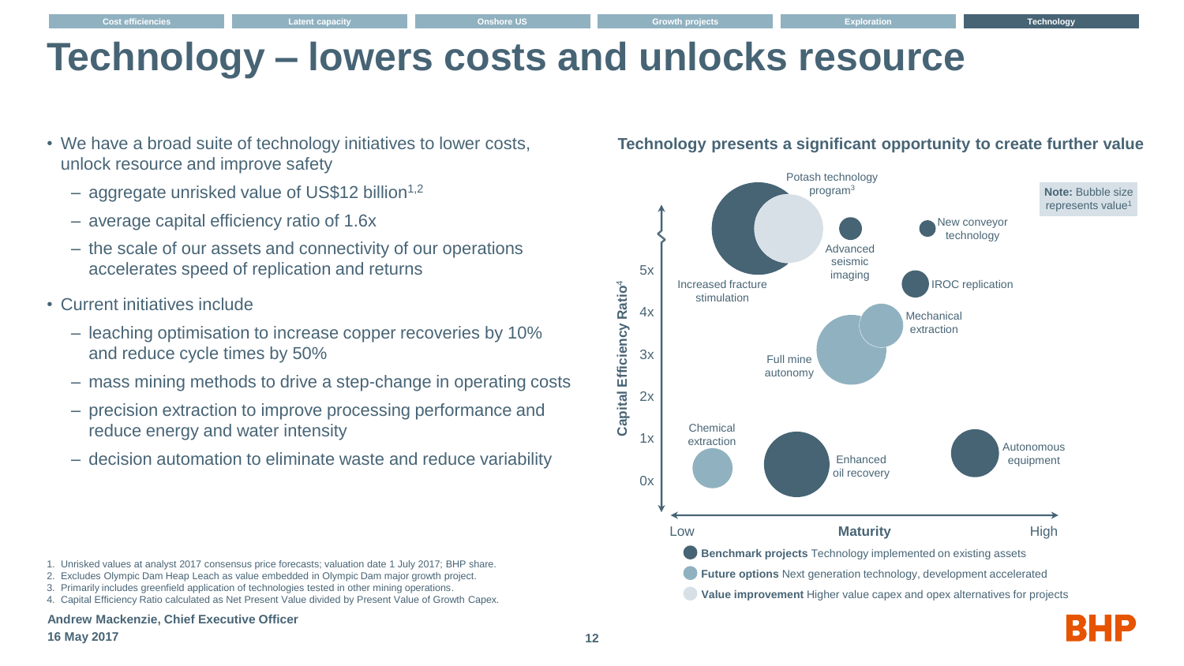# Technology – lowers costs and unlocks resource

- We have a broad suite of technology initiatives to lower costs, unlock resource and improve safety
  - aggregate unrisked value of US$12 billion[1,2]
  - average capital efficiency ratio of 1.6x
  - the scale of our assets and connectivity of our operations accelerates speed of replication and returns
- Current initiatives include
  - leaching optimisation to increase copper recoveries by 10% and reduce cycle times by 50%
  - mass mining methods to drive a step-change in operating costs
  - precision extraction to improve processing performance and reduce energy and water intensity
  - decision automation to eliminate waste and reduce variability

**Technology presents a significant opportunity to create further value**

**Note:** Bubble size represents value[1]

Capital Efficiency Ratio[4]: 0x, 1x, 2x, 3x, 4x, 5x

Maturity: Low – High

Potash technology program[3]; Advanced seismic imaging; New conveyor technology; Increased fracture stimulation; IROC replication; Mechanical extraction; Full mine autonomy; Chemical extraction; Enhanced oil recovery; Autonomous equipment

- **Benchmark projects** Technology implemented on existing assets
- **Future options** Next generation technology, development accelerated
- **Value improvement** Higher value capex and opex alternatives for projects

1. Unrisked values at analyst 2017 consensus price forecasts; valuation date 1 July 2017; BHP share.
2. Excludes Olympic Dam Heap Leach as value embedded in Olympic Dam major growth project.
3. Primarily includes greenfield application of technologies tested in other mining operations.
4. Capital Efficiency Ratio calculated as Net Present Value divided by Present Value of Growth Capex.

**Andrew Mackenzie, Chief Executive Officer**
**16 May 2017**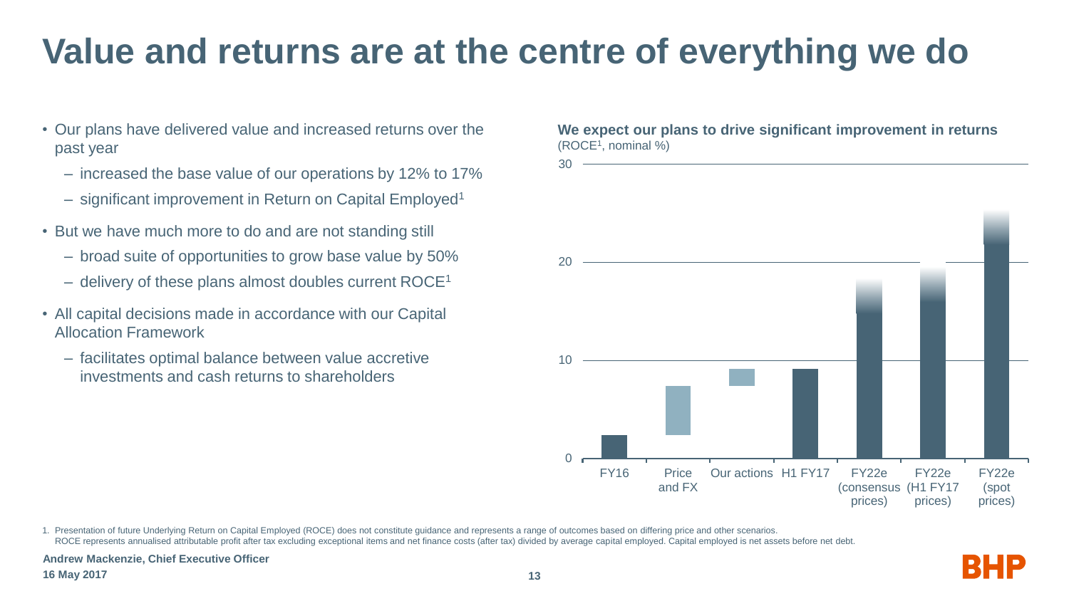# Value and returns are at the centre of everything we do

- Our plans have delivered value and increased returns over the past year
  - increased the base value of our operations by 12% to 17%
  - significant improvement in Return on Capital Employed[1]
- But we have much more to do and are not standing still
  - broad suite of opportunities to grow base value by 50%
  - delivery of these plans almost doubles current ROCE[1]
- All capital decisions made in accordance with our Capital Allocation Framework
  - facilitates optimal balance between value accretive investments and cash returns to shareholders

**We expect our plans to drive significant improvement in returns**
(ROCE[1], nominal %)

30
20
10
0

FY16 | Price and FX | Our actions | H1 FY17 | FY22e (consensus prices) | FY22e (H1 FY17 prices) | FY22e (spot prices)

1. Presentation of future Underlying Return on Capital Employed (ROCE) does not constitute guidance and represents a range of outcomes based on differing price and other scenarios.
ROCE represents annualised attributable profit after tax excluding exceptional items and net finance costs (after tax) divided by average capital employed. Capital employed is net assets before net debt.

**Andrew Mackenzie, Chief Executive Officer**
**16 May 2017**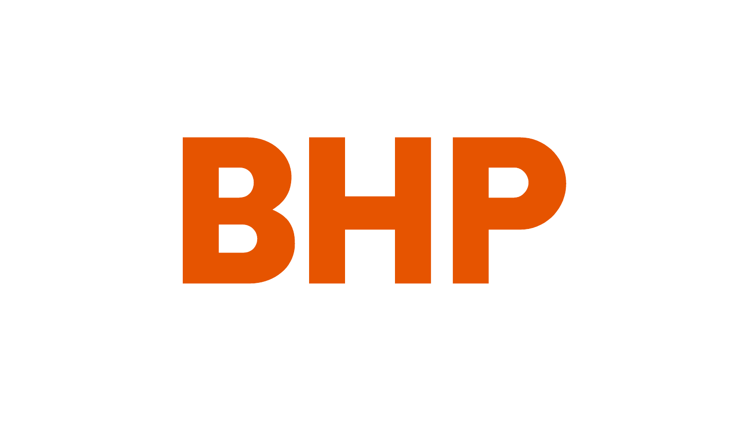BHP